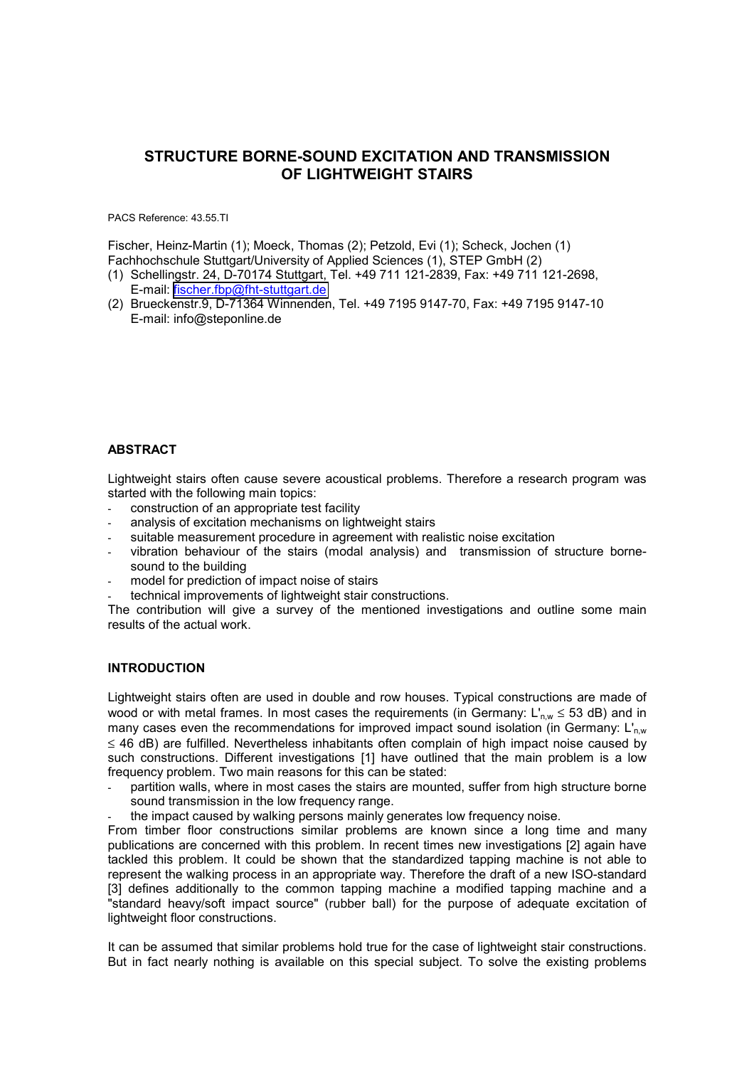# STRUCTURE BORNE-SOUND EXCITATION AND TRANSMISSION OF LIGHTWEIGHT STAIRS

PACS Reference: 43.55.TI

Fischer, Heinz-Martin (1); Moeck, Thomas (2); Petzold, Evi (1); Scheck, Jochen (1)
Fachhochschule Stuttgart/University of Applied Sciences (1), STEP GmbH (2)

(1) Schellingstr. 24, D-70174 Stuttgart, Tel. +49 711 121-2839, Fax: +49 711 121-2698, E-mail: fischer.fbp@fht-stuttgart.de
(2) Brueckenstr.9, D-71364 Winnenden, Tel. +49 7195 9147-70, Fax: +49 7195 9147-10 E-mail: info@steponline.de

## ABSTRACT

Lightweight stairs often cause severe acoustical problems. Therefore a research program was started with the following main topics:

- construction of an appropriate test facility
- analysis of excitation mechanisms on lightweight stairs
- suitable measurement procedure in agreement with realistic noise excitation
- vibration behaviour of the stairs (modal analysis) and transmission of structure borne-sound to the building
- model for prediction of impact noise of stairs
- technical improvements of lightweight stair constructions.

The contribution will give a survey of the mentioned investigations and outline some main results of the actual work.

## INTRODUCTION

Lightweight stairs often are used in double and row houses. Typical constructions are made of wood or with metal frames. In most cases the requirements (in Germany: $L'_{n,w} \leq 53$ dB) and in many cases even the recommendations for improved impact sound isolation (in Germany: $L'_{n,w} \leq 46$ dB) are fulfilled. Nevertheless inhabitants often complain of high impact noise caused by such constructions. Different investigations [1] have outlined that the main problem is a low frequency problem. Two main reasons for this can be stated:

- partition walls, where in most cases the stairs are mounted, suffer from high structure borne sound transmission in the low frequency range.
- the impact caused by walking persons mainly generates low frequency noise.

From timber floor constructions similar problems are known since a long time and many publications are concerned with this problem. In recent times new investigations [2] again have tackled this problem. It could be shown that the standardized tapping machine is not able to represent the walking process in an appropriate way. Therefore the draft of a new ISO-standard [3] defines additionally to the common tapping machine a modified tapping machine and a "standard heavy/soft impact source" (rubber ball) for the purpose of adequate excitation of lightweight floor constructions.

It can be assumed that similar problems hold true for the case of lightweight stair constructions. But in fact nearly nothing is available on this special subject. To solve the existing problems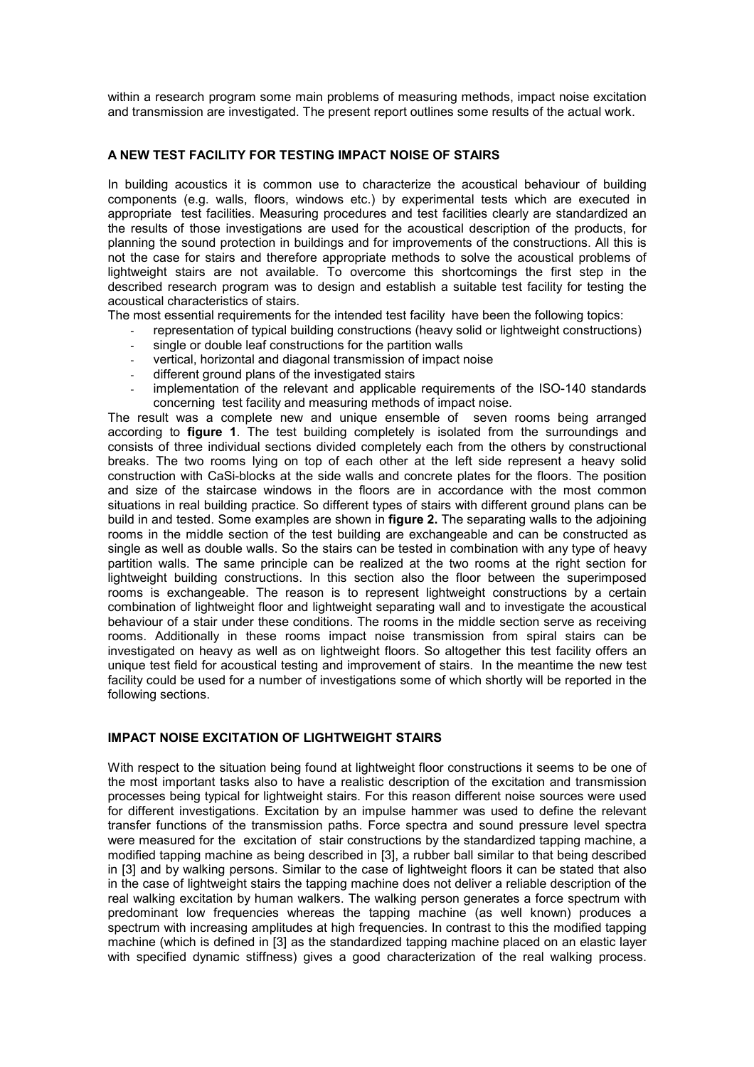within a research program some main problems of measuring methods, impact noise excitation and transmission are investigated. The present report outlines some results of the actual work.

## A NEW TEST FACILITY FOR TESTING IMPACT NOISE OF STAIRS

In building acoustics it is common use to characterize the acoustical behaviour of building components (e.g. walls, floors, windows etc.) by experimental tests which are executed in appropriate test facilities. Measuring procedures and test facilities clearly are standardized an the results of those investigations are used for the acoustical description of the products, for planning the sound protection in buildings and for improvements of the constructions. All this is not the case for stairs and therefore appropriate methods to solve the acoustical problems of lightweight stairs are not available. To overcome this shortcomings the first step in the described research program was to design and establish a suitable test facility for testing the acoustical characteristics of stairs.

The most essential requirements for the intended test facility have been the following topics:

- representation of typical building constructions (heavy solid or lightweight constructions)
- single or double leaf constructions for the partition walls
- vertical, horizontal and diagonal transmission of impact noise
- different ground plans of the investigated stairs
- implementation of the relevant and applicable requirements of the ISO-140 standards concerning test facility and measuring methods of impact noise.

The result was a complete new and unique ensemble of seven rooms being arranged according to **figure 1**. The test building completely is isolated from the surroundings and consists of three individual sections divided completely each from the others by constructional breaks. The two rooms lying on top of each other at the left side represent a heavy solid construction with CaSi-blocks at the side walls and concrete plates for the floors. The position and size of the staircase windows in the floors are in accordance with the most common situations in real building practice. So different types of stairs with different ground plans can be build in and tested. Some examples are shown in **figure 2.** The separating walls to the adjoining rooms in the middle section of the test building are exchangeable and can be constructed as single as well as double walls. So the stairs can be tested in combination with any type of heavy partition walls. The same principle can be realized at the two rooms at the right section for lightweight building constructions. In this section also the floor between the superimposed rooms is exchangeable. The reason is to represent lightweight constructions by a certain combination of lightweight floor and lightweight separating wall and to investigate the acoustical behaviour of a stair under these conditions. The rooms in the middle section serve as receiving rooms. Additionally in these rooms impact noise transmission from spiral stairs can be investigated on heavy as well as on lightweight floors. So altogether this test facility offers an unique test field for acoustical testing and improvement of stairs. In the meantime the new test facility could be used for a number of investigations some of which shortly will be reported in the following sections.

## IMPACT NOISE EXCITATION OF LIGHTWEIGHT STAIRS

With respect to the situation being found at lightweight floor constructions it seems to be one of the most important tasks also to have a realistic description of the excitation and transmission processes being typical for lightweight stairs. For this reason different noise sources were used for different investigations. Excitation by an impulse hammer was used to define the relevant transfer functions of the transmission paths. Force spectra and sound pressure level spectra were measured for the excitation of stair constructions by the standardized tapping machine, a modified tapping machine as being described in [3], a rubber ball similar to that being described in [3] and by walking persons. Similar to the case of lightweight floors it can be stated that also in the case of lightweight stairs the tapping machine does not deliver a reliable description of the real walking excitation by human walkers. The walking person generates a force spectrum with predominant low frequencies whereas the tapping machine (as well known) produces a spectrum with increasing amplitudes at high frequencies. In contrast to this the modified tapping machine (which is defined in [3] as the standardized tapping machine placed on an elastic layer with specified dynamic stiffness) gives a good characterization of the real walking process.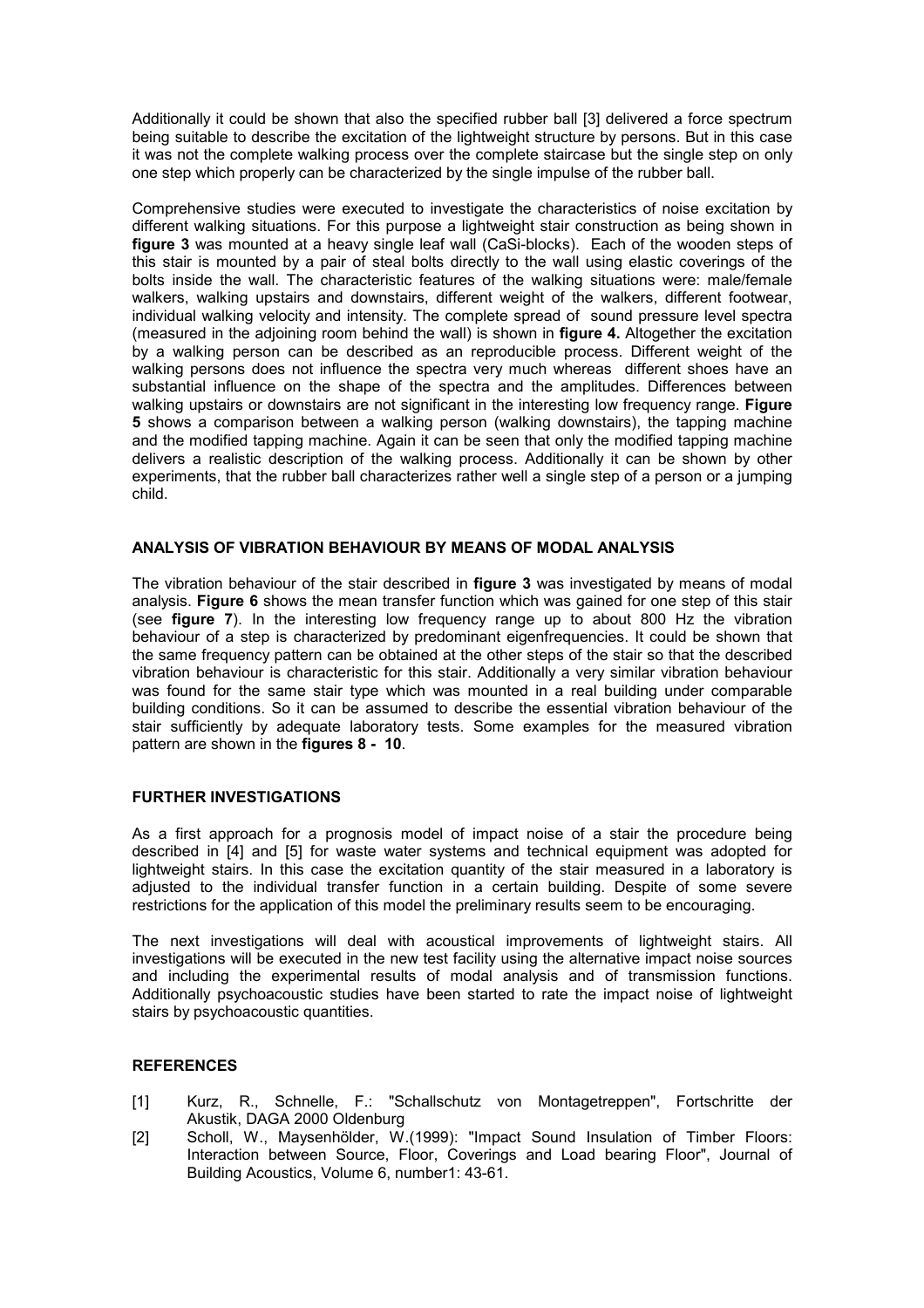Additionally it could be shown that also the specified rubber ball [3] delivered a force spectrum being suitable to describe the excitation of the lightweight structure by persons. But in this case it was not the complete walking process over the complete staircase but the single step on only one step which properly can be characterized by the single impulse of the rubber ball.

Comprehensive studies were executed to investigate the characteristics of noise excitation by different walking situations. For this purpose a lightweight stair construction as being shown in **figure 3** was mounted at a heavy single leaf wall (CaSi-blocks). Each of the wooden steps of this stair is mounted by a pair of steal bolts directly to the wall using elastic coverings of the bolts inside the wall. The characteristic features of the walking situations were: male/female walkers, walking upstairs and downstairs, different weight of the walkers, different footwear, individual walking velocity and intensity. The complete spread of sound pressure level spectra (measured in the adjoining room behind the wall) is shown in **figure 4.** Altogether the excitation by a walking person can be described as an reproducible process. Different weight of the walking persons does not influence the spectra very much whereas different shoes have an substantial influence on the shape of the spectra and the amplitudes. Differences between walking upstairs or downstairs are not significant in the interesting low frequency range. **Figure 5** shows a comparison between a walking person (walking downstairs), the tapping machine and the modified tapping machine. Again it can be seen that only the modified tapping machine delivers a realistic description of the walking process. Additionally it can be shown by other experiments, that the rubber ball characterizes rather well a single step of a person or a jumping child.

## ANALYSIS OF VIBRATION BEHAVIOUR BY MEANS OF MODAL ANALYSIS

The vibration behaviour of the stair described in **figure 3** was investigated by means of modal analysis. **Figure 6** shows the mean transfer function which was gained for one step of this stair (see **figure 7**). In the interesting low frequency range up to about 800 Hz the vibration behaviour of a step is characterized by predominant eigenfrequencies. It could be shown that the same frequency pattern can be obtained at the other steps of the stair so that the described vibration behaviour is characteristic for this stair. Additionally a very similar vibration behaviour was found for the same stair type which was mounted in a real building under comparable building conditions. So it can be assumed to describe the essential vibration behaviour of the stair sufficiently by adequate laboratory tests. Some examples for the measured vibration pattern are shown in the **figures 8 - 10**.

## FURTHER INVESTIGATIONS

As a first approach for a prognosis model of impact noise of a stair the procedure being described in [4] and [5] for waste water systems and technical equipment was adopted for lightweight stairs. In this case the excitation quantity of the stair measured in a laboratory is adjusted to the individual transfer function in a certain building. Despite of some severe restrictions for the application of this model the preliminary results seem to be encouraging.

The next investigations will deal with acoustical improvements of lightweight stairs. All investigations will be executed in the new test facility using the alternative impact noise sources and including the experimental results of modal analysis and of transmission functions. Additionally psychoacoustic studies have been started to rate the impact noise of lightweight stairs by psychoacoustic quantities.

## REFERENCES

[1] Kurz, R., Schnelle, F.: "Schallschutz von Montagetreppen", Fortschritte der Akustik, DAGA 2000 Oldenburg

[2] Scholl, W., Maysenhölder, W.(1999): "Impact Sound Insulation of Timber Floors: Interaction between Source, Floor, Coverings and Load bearing Floor", Journal of Building Acoustics, Volume 6, number1: 43-61.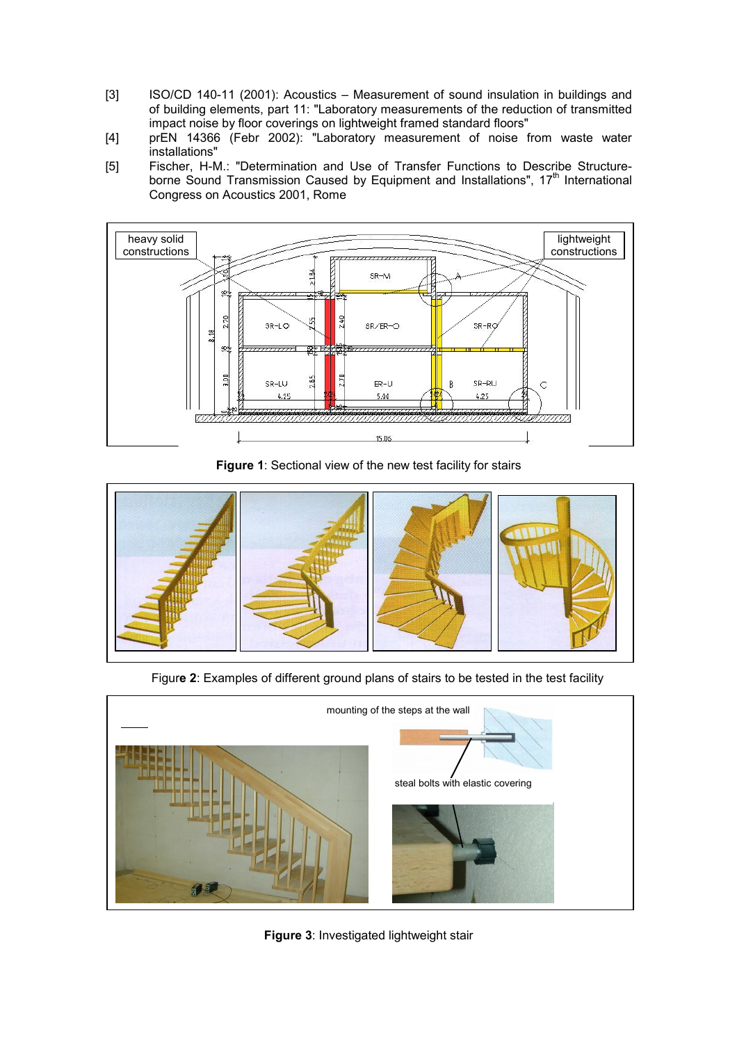[3] ISO/CD 140-11 (2001): Acoustics – Measurement of sound insulation in buildings and of building elements, part 11: "Laboratory measurements of the reduction of transmitted impact noise by floor coverings on lightweight framed standard floors"

[4] prEN 14366 (Febr 2002): "Laboratory measurement of noise from waste water installations"

[5] Fischer, H-M.: "Determination and Use of Transfer Functions to Describe Structure-borne Sound Transmission Caused by Equipment and Installations", 17th International Congress on Acoustics 2001, Rome

**Figure 1**: Sectional view of the new test facility for stairs

Figure **2**: Examples of different ground plans of stairs to be tested in the test facility

**Figure 3**: Investigated lightweight stair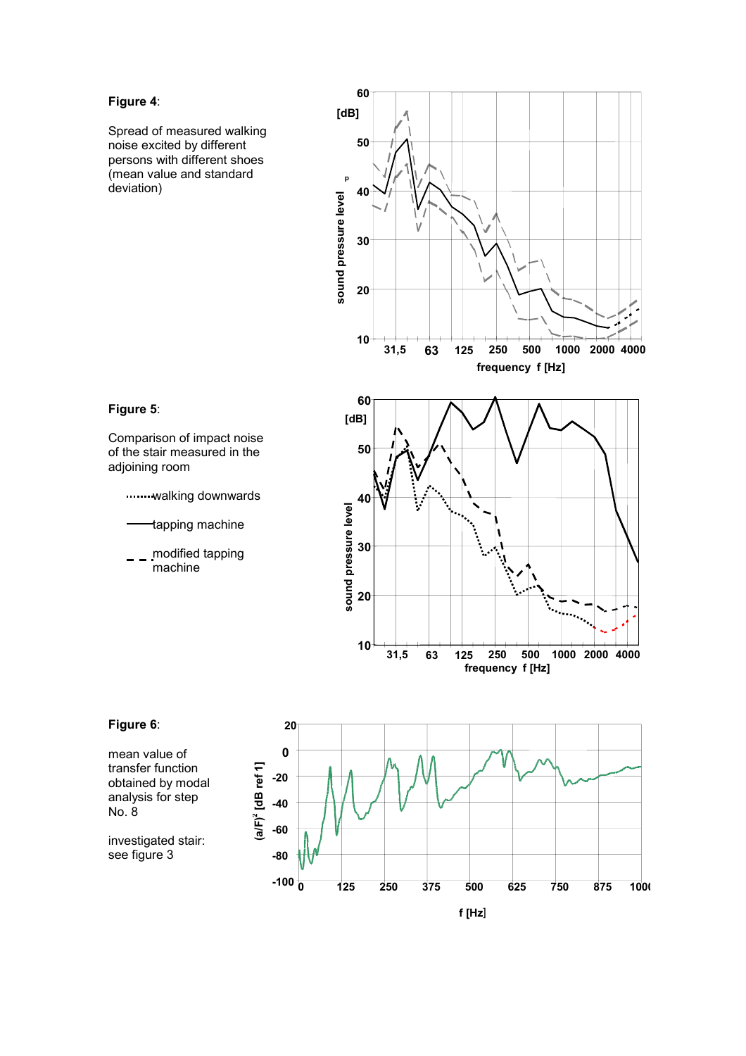**Figure 4**:

Spread of measured walking noise excited by different persons with different shoes (mean value and standard deviation)

**Figure 5**:

Comparison of impact noise of the stair measured in the adjoining room

- walking downwards (dotted)
- tapping machine (solid)
- modified tapping machine (dashed)

**Figure 6**:

mean value of transfer function obtained by modal analysis for step No. 8

investigated stair: see figure 3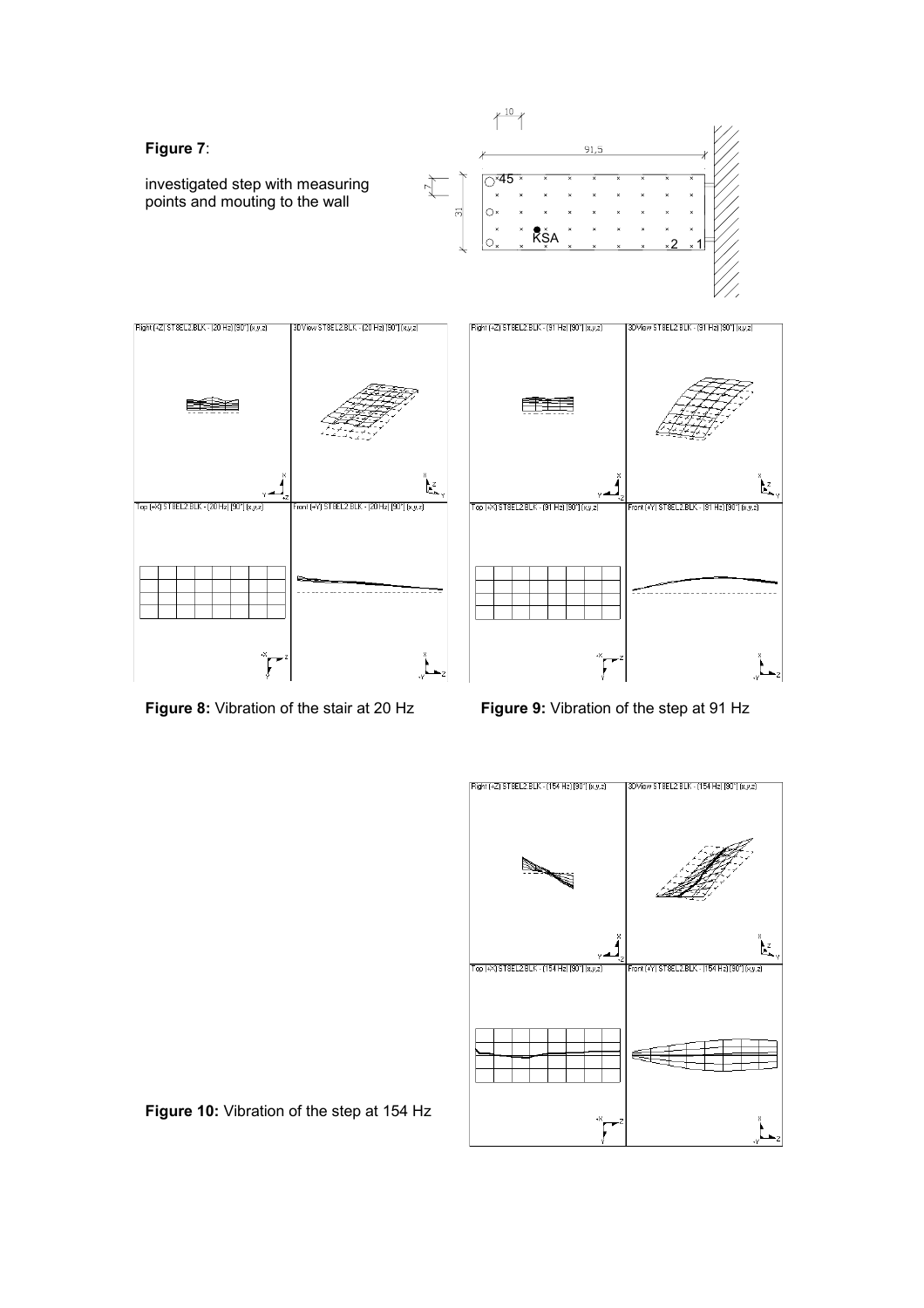**Figure 7**:

investigated step with measuring points and mouting to the wall

10

91,5

7

31

45

KSA

2

1

Right (+Z) STGEL2.BLK - (20 Hz) [90°] (x,y,z)

3DView STGEL2.BLK - (20 Hz) [90°] (x,y,z)

Top (+X) STGEL2.BLK - (20 Hz) [90°] (x,y,z)

Front (+Y) STGEL2.BLK - (20 Hz) [90°] (x,y,z)

**Figure 8:** Vibration of the stair at 20 Hz

Right (+Z) STGEL2.BLK - (91 Hz) [90°] (x,y,z)

3DView STGEL2.BLK - (91 Hz) [90°] (x,y,z)

Top (+X) STGEL2.BLK - (91 Hz) [90°] (x,y,z)

Front (+Y) STGEL2.BLK - (91 Hz) [90°] (x,y,z)

**Figure 9:** Vibration of the step at 91 Hz

Right (+Z) STGEL2.BLK - (154 Hz) [90°] (x,y,z)

3DView STGEL2.BLK - (154 Hz) [90°] (x,y,z)

Top (+X) STGEL2.BLK - (154 Hz) [90°] (x,y,z)

Front (+Y) STGEL2.BLK - (154 Hz) [90°] (x,y,z)

**Figure 10:** Vibration of the step at 154 Hz